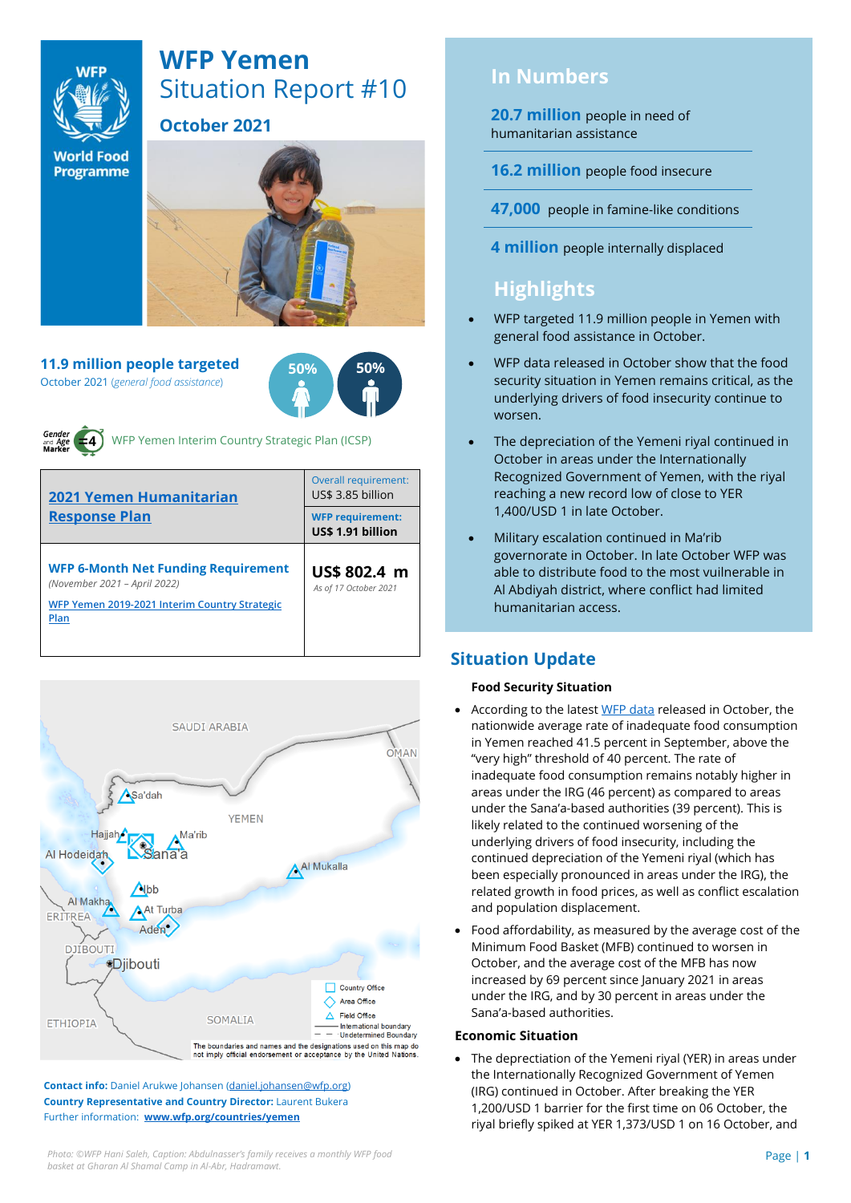# WFP Yemen
## Situation Report #10
### October 2021

**11.9 million people targeted**
October 2021 (*general food assistance*)

50% 50%

Gender and Age Marker 4 — WFP Yemen Interim Country Strategic Plan (ICSP)

| 2021 Yemen Humanitarian Response Plan | Overall requirement: US$ 3.85 billion |
|---|---|
| | **WFP requirement: US$ 1.91 billion** |
| **WFP 6-Month Net Funding Requirement** *(November 2021 – April 2022)* WFP Yemen 2019-2021 Interim Country Strategic Plan | **US$ 802.4 m** *As of 17 October 2021* |

**Contact info:** Daniel Arukwe Johansen (daniel.johansen@wfp.org)
**Country Representative and Country Director:** Laurent Bukera
Further information: **www.wfp.org/countries/yemen**

*Photo: ©WFP Hani Saleh, Caption: Abdulnasser's family receives a monthly WFP food basket at Gharan Al Shamal Camp in Al-Abr, Hadramawt.*

## In Numbers

**20.7 million** people in need of humanitarian assistance

**16.2 million** people food insecure

**47,000** people in famine-like conditions

**4 million** people internally displaced

## Highlights

- WFP targeted 11.9 million people in Yemen with general food assistance in October.
- WFP data released in October show that the food security situation in Yemen remains critical, as the underlying drivers of food insecurity continue to worsen.
- The depreciation of the Yemeni riyal continued in October in areas under the Internationally Recognized Government of Yemen, with the riyal reaching a new record low of close to YER 1,400/USD 1 in late October.
- Military escalation continued in Ma'rib governorate in October. In late October WFP was able to distribute food to the most vuilnerable in Al Abdiyah district, where conflict had limited humanitarian access.

## Situation Update

### Food Security Situation

- According to the latest WFP data released in October, the nationwide average rate of inadequate food consumption in Yemen reached 41.5 percent in September, above the "very high" threshold of 40 percent. The rate of inadequate food consumption remains notably higher in areas under the IRG (46 percent) as compared to areas under the Sana'a-based authorities (39 percent). This is likely related to the continued worsening of the underlying drivers of food insecurity, including the continued depreciation of the Yemeni riyal (which has been especially pronounced in areas under the IRG), the related growth in food prices, as well as conflict escalation and population displacement.
- Food affordability, as measured by the average cost of the Minimum Food Basket (MFB) continued to worsen in October, and the average cost of the MFB has now increased by 69 percent since January 2021 in areas under the IRG, and by 30 percent in areas under the Sana'a-based authorities.

### Economic Situation

- The deprectiation of the Yemeni riyal (YER) in areas under the Internationally Recognized Government of Yemen (IRG) continued in October. After breaking the YER 1,200/USD 1 barrier for the first time on 06 October, the riyal briefly spiked at YER 1,373/USD 1 on 16 October, and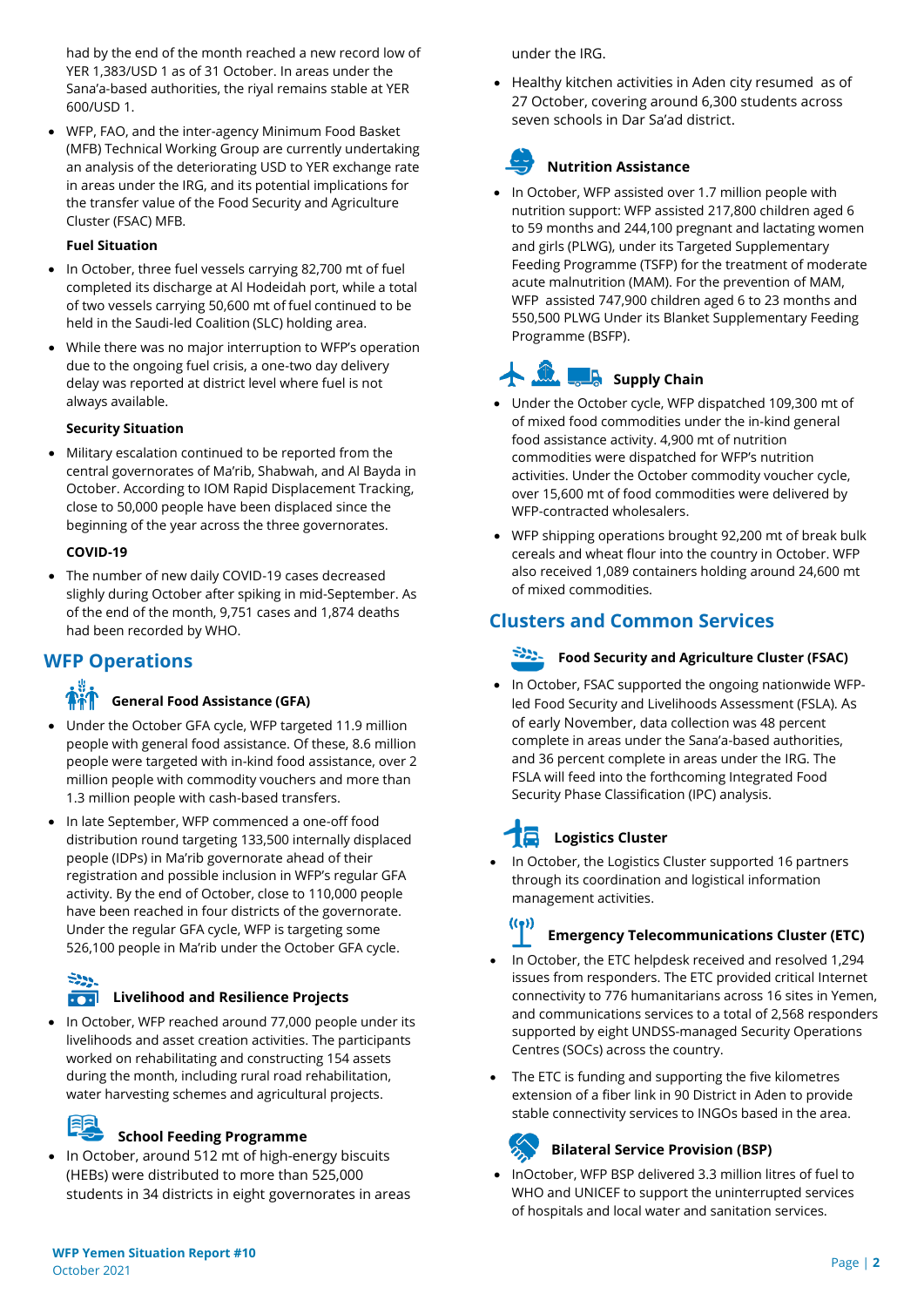had by the end of the month reached a new record low of YER 1,383/USD 1 as of 31 October. In areas under the Sana'a-based authorities, the riyal remains stable at YER 600/USD 1.

- WFP, FAO, and the inter-agency Minimum Food Basket (MFB) Technical Working Group are currently undertaking an analysis of the deteriorating USD to YER exchange rate in areas under the IRG, and its potential implications for the transfer value of the Food Security and Agriculture Cluster (FSAC) MFB.

**Fuel Situation**

- In October, three fuel vessels carrying 82,700 mt of fuel completed its discharge at Al Hodeidah port, while a total of two vessels carrying 50,600 mt of fuel continued to be held in the Saudi-led Coalition (SLC) holding area.
- While there was no major interruption to WFP's operation due to the ongoing fuel crisis, a one-two day delivery delay was reported at district level where fuel is not always available.

**Security Situation**

- Military escalation continued to be reported from the central governorates of Ma'rib, Shabwah, and Al Bayda in October. According to IOM Rapid Displacement Tracking, close to 50,000 people have been displaced since the beginning of the year across the three governorates.

**COVID-19**

- The number of new daily COVID-19 cases decreased slighly during October after spiking in mid-September. As of the end of the month, 9,751 cases and 1,874 deaths had been recorded by WHO.

## WFP Operations

### General Food Assistance (GFA)

- Under the October GFA cycle, WFP targeted 11.9 million people with general food assistance. Of these, 8.6 million people were targeted with in-kind food assistance, over 2 million people with commodity vouchers and more than 1.3 million people with cash-based transfers.
- In late September, WFP commenced a one-off food distribution round targeting 133,500 internally displaced people (IDPs) in Ma'rib governorate ahead of their registration and possible inclusion in WFP's regular GFA activity. By the end of October, close to 110,000 people have been reached in four districts of the governorate. Under the regular GFA cycle, WFP is targeting some 526,100 people in Ma'rib under the October GFA cycle.

### Livelihood and Resilience Projects

- In October, WFP reached around 77,000 people under its livelihoods and asset creation activities. The participants worked on rehabilitating and constructing 154 assets during the month, including rural road rehabilitation, water harvesting schemes and agricultural projects.

### School Feeding Programme

- In October, around 512 mt of high-energy biscuits (HEBs) were distributed to more than 525,000 students in 34 districts in eight governorates in areas under the IRG.
- Healthy kitchen activities in Aden city resumed as of 27 October, covering around 6,300 students across seven schools in Dar Sa'ad district.

### Nutrition Assistance

- In October, WFP assisted over 1.7 million people with nutrition support: WFP assisted 217,800 children aged 6 to 59 months and 244,100 pregnant and lactating women and girls (PLWG), under its Targeted Supplementary Feeding Programme (TSFP) for the treatment of moderate acute malnutrition (MAM). For the prevention of MAM, WFP assisted 747,900 children aged 6 to 23 months and 550,500 PLWG Under its Blanket Supplementary Feeding Programme (BSFP).

### Supply Chain

- Under the October cycle, WFP dispatched 109,300 mt of of mixed food commodities under the in-kind general food assistance activity. 4,900 mt of nutrition commodities were dispatched for WFP's nutrition activities. Under the October commodity voucher cycle, over 15,600 mt of food commodities were delivered by WFP-contracted wholesalers.
- WFP shipping operations brought 92,200 mt of break bulk cereals and wheat flour into the country in October. WFP also received 1,089 containers holding around 24,600 mt of mixed commodities.

## Clusters and Common Services

### Food Security and Agriculture Cluster (FSAC)

- In October, FSAC supported the ongoing nationwide WFP-led Food Security and Livelihoods Assessment (FSLA). As of early November, data collection was 48 percent complete in areas under the Sana'a-based authorities, and 36 percent complete in areas under the IRG. The FSLA will feed into the forthcoming Integrated Food Security Phase Classification (IPC) analysis.

### Logistics Cluster

- In October, the Logistics Cluster supported 16 partners through its coordination and logistical information management activities.

### Emergency Telecommunications Cluster (ETC)

- In October, the ETC helpdesk received and resolved 1,294 issues from responders. The ETC provided critical Internet connectivity to 776 humanitarians across 16 sites in Yemen, and communications services to a total of 2,568 responders supported by eight UNDSS-managed Security Operations Centres (SOCs) across the country.
- The ETC is funding and supporting the five kilometres extension of a fiber link in 90 District in Aden to provide stable connectivity services to INGOs based in the area.

### Bilateral Service Provision (BSP)

- InOctober, WFP BSP delivered 3.3 million litres of fuel to WHO and UNICEF to support the uninterrupted services of hospitals and local water and sanitation services.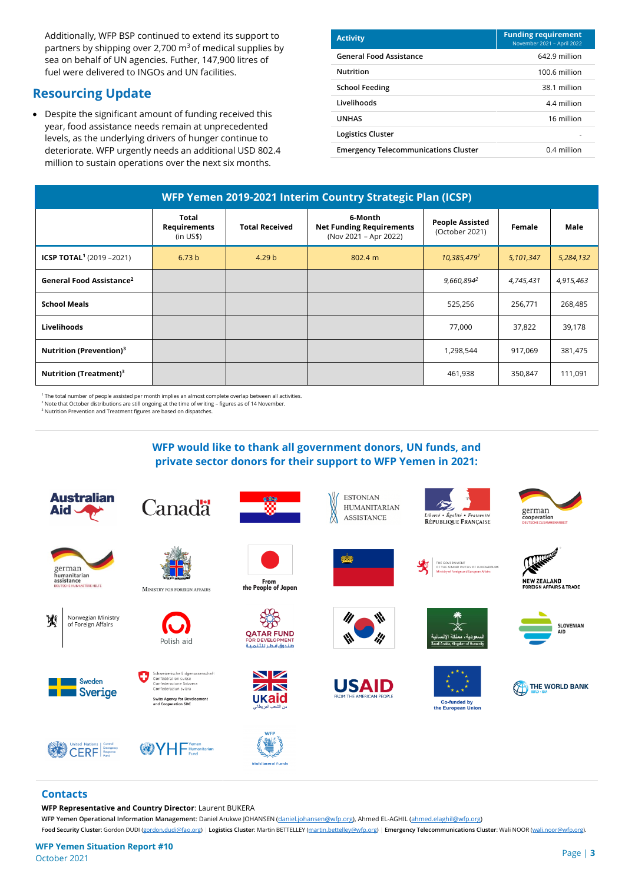Additionally, WFP BSP continued to extend its support to partners by shipping over 2,700 $m^3$ of medical supplies by sea on behalf of UN agencies. Futher, 147,900 litres of fuel were delivered to INGOs and UN facilities.

## Resourcing Update

- Despite the significant amount of funding received this year, food assistance needs remain at unprecedented levels, as the underlying drivers of hunger continue to deteriorate. WFP urgently needs an additional USD 802.4 million to sustain operations over the next six months.

| Activity | Funding requirement November 2021 – April 2022 |
|---|---|
| General Food Assistance | 642.9 million |
| Nutrition | 100.6 million |
| School Feeding | 38.1 million |
| Livelihoods | 4.4 million |
| UNHAS | 16 million |
| Logistics Cluster | - |
| Emergency Telecommunications Cluster | 0.4 million |

**WFP Yemen 2019-2021 Interim Country Strategic Plan (ICSP)**

| | Total Requirements (in US$) | Total Received | 6-Month Net Funding Requirements (Nov 2021 – Apr 2022) | People Assisted (October 2021) | Female | Male |
|---|---|---|---|---|---|---|
| **ICSP TOTAL[1]** (2019 –2021) | 6.73 b | 4.29 b | 802.4 m | *10,385,479[2]* | *5,101,347* | *5,284,132* |
| **General Food Assistance[2]** | | | | *9,660,894[2]* | *4,745,431* | *4,915,463* |
| **School Meals** | | | | 525,256 | 256,771 | 268,485 |
| **Livelihoods** | | | | 77,000 | 37,822 | 39,178 |
| **Nutrition (Prevention)[3]** | | | | 1,298,544 | 917,069 | 381,475 |
| **Nutrition (Treatment)[3]** | | | | 461,938 | 350,847 | 111,091 |

[1] The total number of people assisted per month implies an almost complete overlap between all activities.
[2] Note that October distributions are still ongoing at the time of writing – figures as of 14 November.
[3] Nutrition Prevention and Treatment figures are based on dispatches.

## WFP would like to thank all government donors, UN funds, and private sector donors for their support to WFP Yemen in 2021:

## Contacts

**WFP Representative and Country Director**: Laurent BUKERA

**WFP Yemen Operational Information Management**: Daniel Arukwe JOHANSEN (daniel.johansen@wfp.org), Ahmed EL-AGHIL (ahmed.elaghil@wfp.org)

**Food Security Cluster**: Gordon DUDI (gordon.dudi@fao.org) | **Logistics Cluster**: Martin BETTELLEY (martin.bettelley@wfp.org) | **Emergency Telecommunications Cluster**: Wali NOOR (wali.noor@wfp.org).

**WFP Yemen Situation Report #10**
October 2021